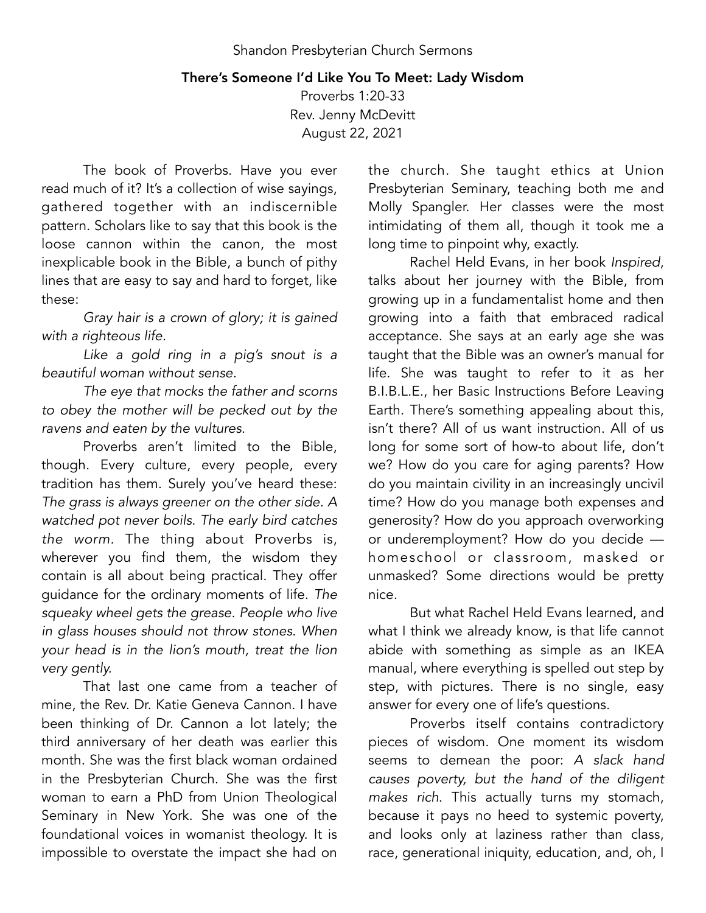Shandon Presbyterian Church Sermons

# There's Someone I'd Like You To Meet: Lady Wisdom

Proverbs 1:20-33
Rev. Jenny McDevitt
August 22, 2021

The book of Proverbs. Have you ever read much of it? It's a collection of wise sayings, gathered together with an indiscernible pattern. Scholars like to say that this book is the loose cannon within the canon, the most inexplicable book in the Bible, a bunch of pithy lines that are easy to say and hard to forget, like these:

*Gray hair is a crown of glory; it is gained with a righteous life.*

*Like a gold ring in a pig's snout is a beautiful woman without sense.*

*The eye that mocks the father and scorns to obey the mother will be pecked out by the ravens and eaten by the vultures.*

Proverbs aren't limited to the Bible, though. Every culture, every people, every tradition has them. Surely you've heard these: *The grass is always greener on the other side. A watched pot never boils. The early bird catches the worm.* The thing about Proverbs is, wherever you find them, the wisdom they contain is all about being practical. They offer guidance for the ordinary moments of life. *The squeaky wheel gets the grease. People who live in glass houses should not throw stones. When your head is in the lion's mouth, treat the lion very gently.*

That last one came from a teacher of mine, the Rev. Dr. Katie Geneva Cannon. I have been thinking of Dr. Cannon a lot lately; the third anniversary of her death was earlier this month. She was the first black woman ordained in the Presbyterian Church. She was the first woman to earn a PhD from Union Theological Seminary in New York. She was one of the foundational voices in womanist theology. It is impossible to overstate the impact she had on the church. She taught ethics at Union Presbyterian Seminary, teaching both me and Molly Spangler. Her classes were the most intimidating of them all, though it took me a long time to pinpoint why, exactly.

Rachel Held Evans, in her book *Inspired*, talks about her journey with the Bible, from growing up in a fundamentalist home and then growing into a faith that embraced radical acceptance. She says at an early age she was taught that the Bible was an owner's manual for life. She was taught to refer to it as her B.I.B.L.E., her Basic Instructions Before Leaving Earth. There's something appealing about this, isn't there? All of us want instruction. All of us long for some sort of how-to about life, don't we? How do you care for aging parents? How do you maintain civility in an increasingly uncivil time? How do you manage both expenses and generosity? How do you approach overworking or underemployment? How do you decide — homeschool or classroom, masked or unmasked? Some directions would be pretty nice.

But what Rachel Held Evans learned, and what I think we already know, is that life cannot abide with something as simple as an IKEA manual, where everything is spelled out step by step, with pictures. There is no single, easy answer for every one of life's questions.

Proverbs itself contains contradictory pieces of wisdom. One moment its wisdom seems to demean the poor: *A slack hand causes poverty, but the hand of the diligent makes rich.* This actually turns my stomach, because it pays no heed to systemic poverty, and looks only at laziness rather than class, race, generational iniquity, education, and, oh, I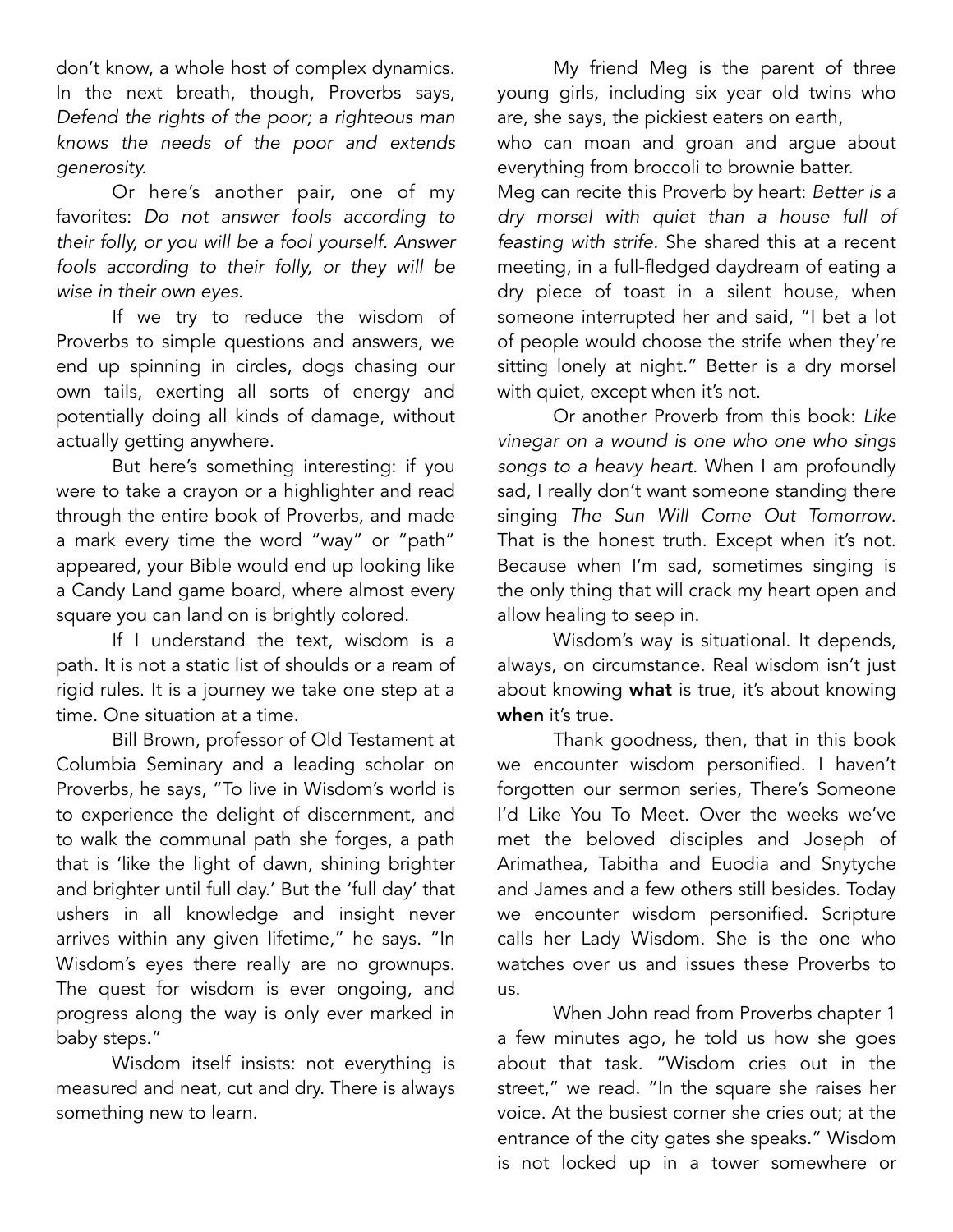don't know, a whole host of complex dynamics. In the next breath, though, Proverbs says, *Defend the rights of the poor; a righteous man knows the needs of the poor and extends generosity.*

Or here's another pair, one of my favorites: *Do not answer fools according to their folly, or you will be a fool yourself. Answer fools according to their folly, or they will be wise in their own eyes.*

If we try to reduce the wisdom of Proverbs to simple questions and answers, we end up spinning in circles, dogs chasing our own tails, exerting all sorts of energy and potentially doing all kinds of damage, without actually getting anywhere.

But here's something interesting: if you were to take a crayon or a highlighter and read through the entire book of Proverbs, and made a mark every time the word "way" or "path" appeared, your Bible would end up looking like a Candy Land game board, where almost every square you can land on is brightly colored.

If I understand the text, wisdom is a path. It is not a static list of shoulds or a ream of rigid rules. It is a journey we take one step at a time. One situation at a time.

Bill Brown, professor of Old Testament at Columbia Seminary and a leading scholar on Proverbs, he says, "To live in Wisdom's world is to experience the delight of discernment, and to walk the communal path she forges, a path that is 'like the light of dawn, shining brighter and brighter until full day.' But the 'full day' that ushers in all knowledge and insight never arrives within any given lifetime," he says. "In Wisdom's eyes there really are no grownups. The quest for wisdom is ever ongoing, and progress along the way is only ever marked in baby steps."

Wisdom itself insists: not everything is measured and neat, cut and dry. There is always something new to learn.

My friend Meg is the parent of three young girls, including six year old twins who are, she says, the pickiest eaters on earth, who can moan and groan and argue about everything from broccoli to brownie batter. Meg can recite this Proverb by heart: *Better is a dry morsel with quiet than a house full of feasting with strife.* She shared this at a recent meeting, in a full-fledged daydream of eating a dry piece of toast in a silent house, when someone interrupted her and said, "I bet a lot of people would choose the strife when they're sitting lonely at night." Better is a dry morsel with quiet, except when it's not.

Or another Proverb from this book: *Like vinegar on a wound is one who one who sings songs to a heavy heart.* When I am profoundly sad, I really don't want someone standing there singing *The Sun Will Come Out Tomorrow*. That is the honest truth. Except when it's not. Because when I'm sad, sometimes singing is the only thing that will crack my heart open and allow healing to seep in.

Wisdom's way is situational. It depends, always, on circumstance. Real wisdom isn't just about knowing **what** is true, it's about knowing **when** it's true.

Thank goodness, then, that in this book we encounter wisdom personified. I haven't forgotten our sermon series, There's Someone I'd Like You To Meet. Over the weeks we've met the beloved disciples and Joseph of Arimathea, Tabitha and Euodia and Snytyche and James and a few others still besides. Today we encounter wisdom personified. Scripture calls her Lady Wisdom. She is the one who watches over us and issues these Proverbs to us.

When John read from Proverbs chapter 1 a few minutes ago, he told us how she goes about that task. "Wisdom cries out in the street," we read. "In the square she raises her voice. At the busiest corner she cries out; at the entrance of the city gates she speaks." Wisdom is not locked up in a tower somewhere or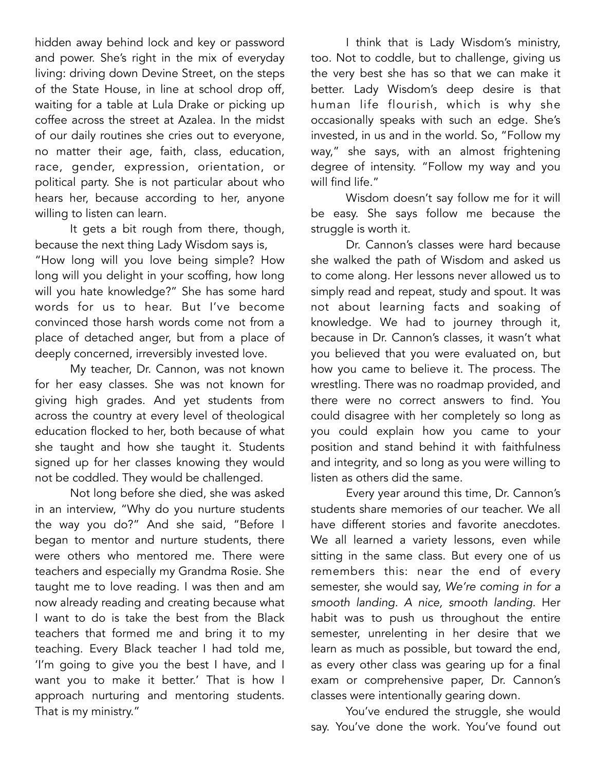hidden away behind lock and key or password and power. She's right in the mix of everyday living: driving down Devine Street, on the steps of the State House, in line at school drop off, waiting for a table at Lula Drake or picking up coffee across the street at Azalea. In the midst of our daily routines she cries out to everyone, no matter their age, faith, class, education, race, gender, expression, orientation, or political party. She is not particular about who hears her, because according to her, anyone willing to listen can learn.

It gets a bit rough from there, though, because the next thing Lady Wisdom says is, "How long will you love being simple? How long will you delight in your scoffing, how long will you hate knowledge?" She has some hard words for us to hear. But I've become convinced those harsh words come not from a place of detached anger, but from a place of deeply concerned, irreversibly invested love.

My teacher, Dr. Cannon, was not known for her easy classes. She was not known for giving high grades. And yet students from across the country at every level of theological education flocked to her, both because of what she taught and how she taught it. Students signed up for her classes knowing they would not be coddled. They would be challenged.

Not long before she died, she was asked in an interview, "Why do you nurture students the way you do?" And she said, "Before I began to mentor and nurture students, there were others who mentored me. There were teachers and especially my Grandma Rosie. She taught me to love reading. I was then and am now already reading and creating because what I want to do is take the best from the Black teachers that formed me and bring it to my teaching. Every Black teacher I had told me, 'I'm going to give you the best I have, and I want you to make it better.' That is how I approach nurturing and mentoring students. That is my ministry."

I think that is Lady Wisdom's ministry, too. Not to coddle, but to challenge, giving us the very best she has so that we can make it better. Lady Wisdom's deep desire is that human life flourish, which is why she occasionally speaks with such an edge. She's invested, in us and in the world. So, "Follow my way," she says, with an almost frightening degree of intensity. "Follow my way and you will find life."

Wisdom doesn't say follow me for it will be easy. She says follow me because the struggle is worth it.

Dr. Cannon's classes were hard because she walked the path of Wisdom and asked us to come along. Her lessons never allowed us to simply read and repeat, study and spout. It was not about learning facts and soaking of knowledge. We had to journey through it, because in Dr. Cannon's classes, it wasn't what you believed that you were evaluated on, but how you came to believe it. The process. The wrestling. There was no roadmap provided, and there were no correct answers to find. You could disagree with her completely so long as you could explain how you came to your position and stand behind it with faithfulness and integrity, and so long as you were willing to listen as others did the same.

Every year around this time, Dr. Cannon's students share memories of our teacher. We all have different stories and favorite anecdotes. We all learned a variety lessons, even while sitting in the same class. But every one of us remembers this: near the end of every semester, she would say, *We're coming in for a smooth landing. A nice, smooth landing.* Her habit was to push us throughout the entire semester, unrelenting in her desire that we learn as much as possible, but toward the end, as every other class was gearing up for a final exam or comprehensive paper, Dr. Cannon's classes were intentionally gearing down.

You've endured the struggle, she would say. You've done the work. You've found out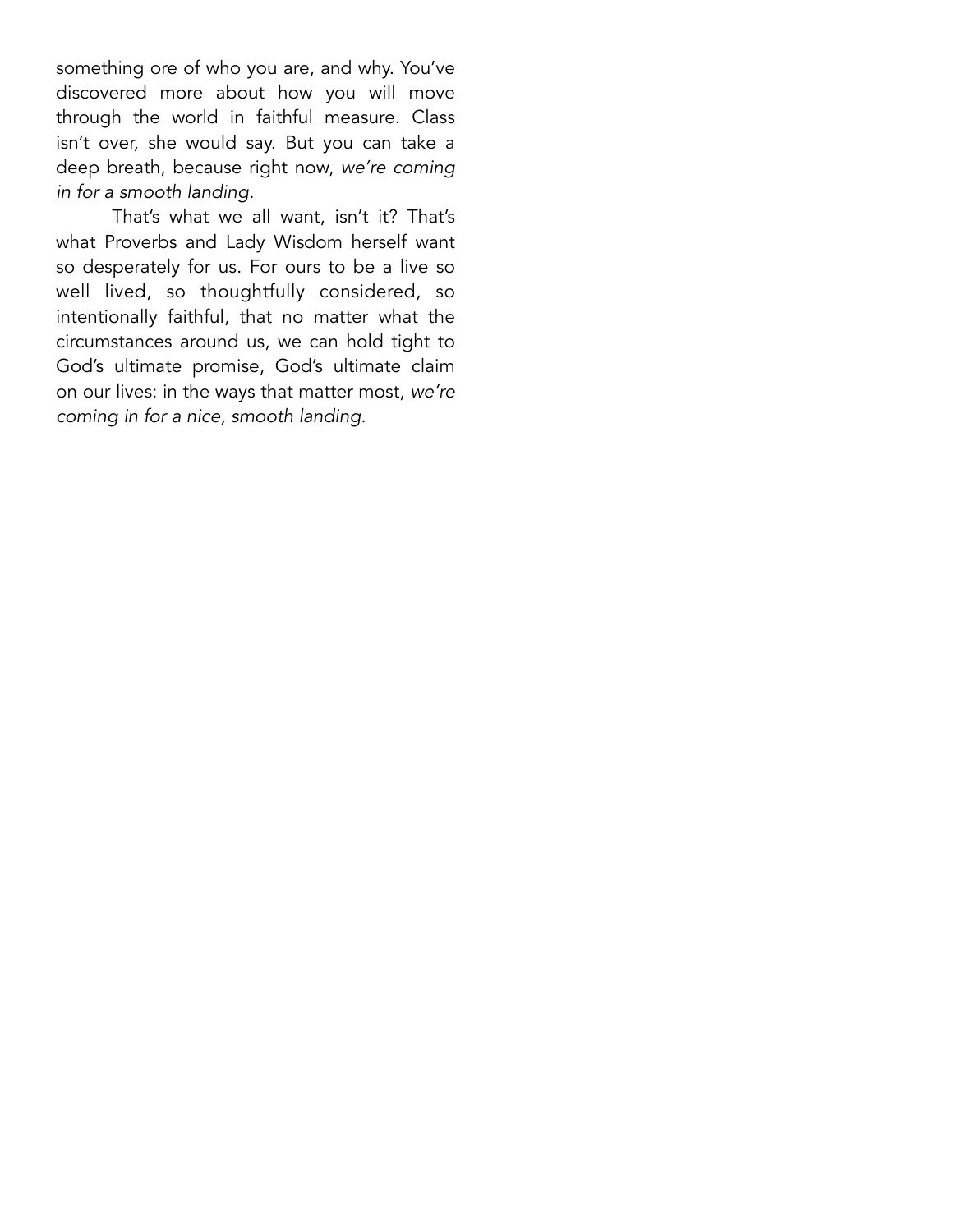something ore of who you are, and why. You've discovered more about how you will move through the world in faithful measure. Class isn't over, she would say. But you can take a deep breath, because right now, *we're coming in for a smooth landing.*

That's what we all want, isn't it? That's what Proverbs and Lady Wisdom herself want so desperately for us. For ours to be a live so well lived, so thoughtfully considered, so intentionally faithful, that no matter what the circumstances around us, we can hold tight to God's ultimate promise, God's ultimate claim on our lives: in the ways that matter most, *we're coming in for a nice, smooth landing.*